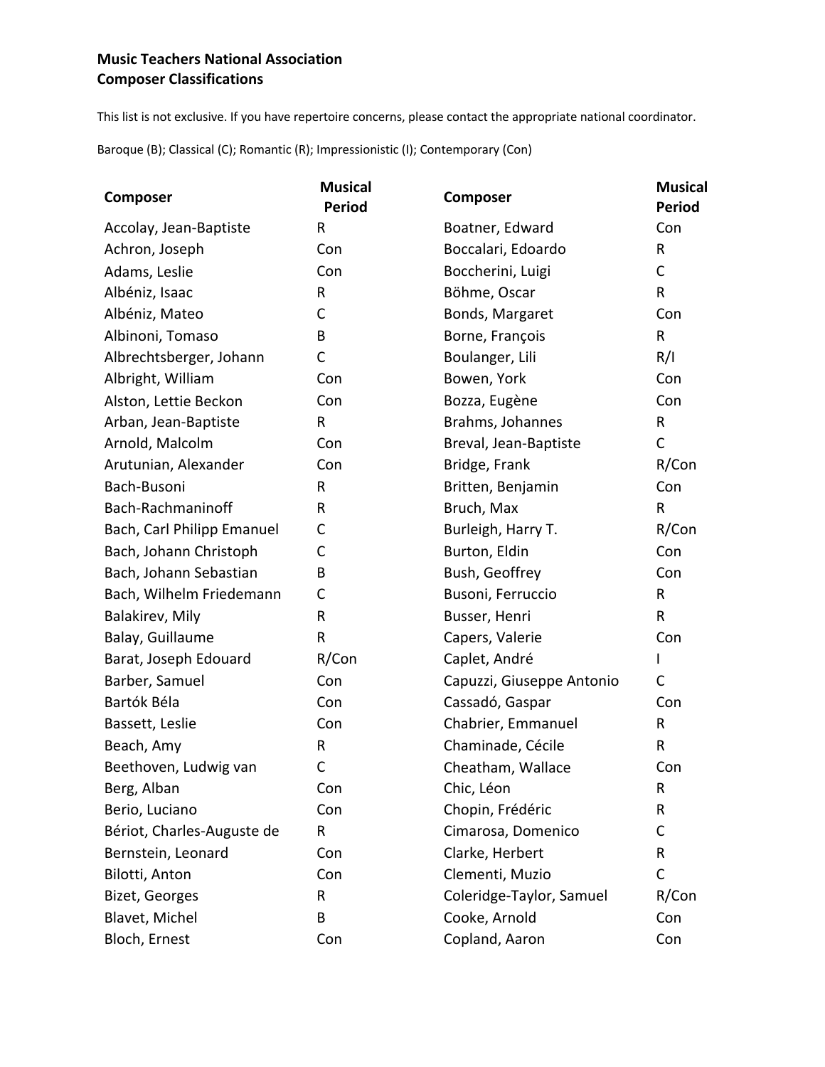**Music Teachers National Association**
**Composer Classifications**

This list is not exclusive. If you have repertoire concerns, please contact the appropriate national coordinator.

Baroque (B); Classical (C); Romantic (R); Impressionistic (I); Contemporary (Con)

| Composer | Musical Period |
|---|---|
| Accolay, Jean-Baptiste | R |
| Achron, Joseph | Con |
| Adams, Leslie | Con |
| Albéniz, Isaac | R |
| Albéniz, Mateo | C |
| Albinoni, Tomaso | B |
| Albrechtsberger, Johann | C |
| Albright, William | Con |
| Alston, Lettie Beckon | Con |
| Arban, Jean-Baptiste | R |
| Arnold, Malcolm | Con |
| Arutunian, Alexander | Con |
| Bach-Busoni | R |
| Bach-Rachmaninoff | R |
| Bach, Carl Philipp Emanuel | C |
| Bach, Johann Christoph | C |
| Bach, Johann Sebastian | B |
| Bach, Wilhelm Friedemann | C |
| Balakirev, Mily | R |
| Balay, Guillaume | R |
| Barat, Joseph Edouard | R/Con |
| Barber, Samuel | Con |
| Bartók Béla | Con |
| Bassett, Leslie | Con |
| Beach, Amy | R |
| Beethoven, Ludwig van | C |
| Berg, Alban | Con |
| Berio, Luciano | Con |
| Bériot, Charles-Auguste de | R |
| Bernstein, Leonard | Con |
| Bilotti, Anton | Con |
| Bizet, Georges | R |
| Blavet, Michel | B |
| Bloch, Ernest | Con |
| Boatner, Edward | Con |
| Boccalari, Edoardo | R |
| Boccherini, Luigi | C |
| Böhme, Oscar | R |
| Bonds, Margaret | Con |
| Borne, François | R |
| Boulanger, Lili | R/I |
| Bowen, York | Con |
| Bozza, Eugène | Con |
| Brahms, Johannes | R |
| Breval, Jean-Baptiste | C |
| Bridge, Frank | R/Con |
| Britten, Benjamin | Con |
| Bruch, Max | R |
| Burleigh, Harry T. | R/Con |
| Burton, Eldin | Con |
| Bush, Geoffrey | Con |
| Busoni, Ferruccio | R |
| Busser, Henri | R |
| Capers, Valerie | Con |
| Caplet, André | I |
| Capuzzi, Giuseppe Antonio | C |
| Cassadó, Gaspar | Con |
| Chabrier, Emmanuel | R |
| Chaminade, Cécile | R |
| Cheatham, Wallace | Con |
| Chic, Léon | R |
| Chopin, Frédéric | R |
| Cimarosa, Domenico | C |
| Clarke, Herbert | R |
| Clementi, Muzio | C |
| Coleridge-Taylor, Samuel | R/Con |
| Cooke, Arnold | Con |
| Copland, Aaron | Con |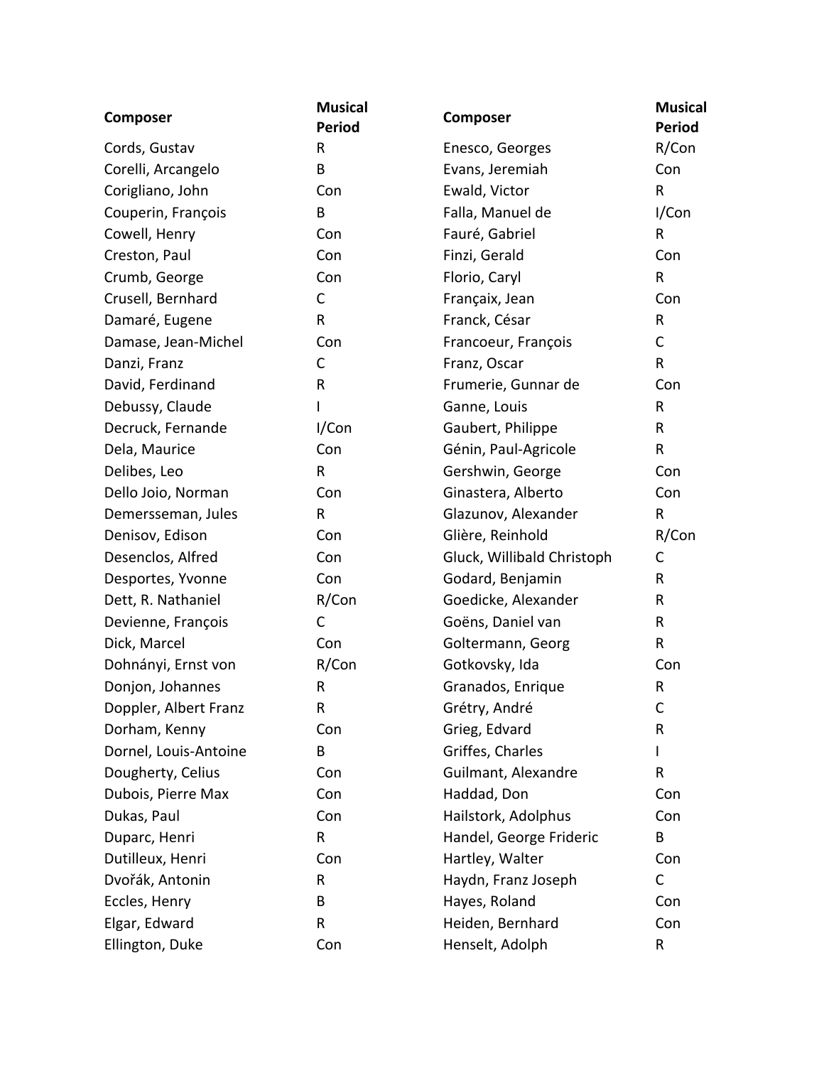| Composer | Musical Period | Composer | Musical Period |
| --- | --- | --- | --- |
| Cords, Gustav | R | Enesco, Georges | R/Con |
| Corelli, Arcangelo | B | Evans, Jeremiah | Con |
| Corigliano, John | Con | Ewald, Victor | R |
| Couperin, François | B | Falla, Manuel de | I/Con |
| Cowell, Henry | Con | Fauré, Gabriel | R |
| Creston, Paul | Con | Finzi, Gerald | Con |
| Crumb, George | Con | Florio, Caryl | R |
| Crusell, Bernhard | C | Françaix, Jean | Con |
| Damaré, Eugene | R | Franck, César | R |
| Damase, Jean-Michel | Con | Francoeur, François | C |
| Danzi, Franz | C | Franz, Oscar | R |
| David, Ferdinand | R | Frumerie, Gunnar de | Con |
| Debussy, Claude | I | Ganne, Louis | R |
| Decruck, Fernande | I/Con | Gaubert, Philippe | R |
| Dela, Maurice | Con | Génin, Paul-Agricole | R |
| Delibes, Leo | R | Gershwin, George | Con |
| Dello Joio, Norman | Con | Ginastera, Alberto | Con |
| Demersseman, Jules | R | Glazunov, Alexander | R |
| Denisov, Edison | Con | Glière, Reinhold | R/Con |
| Desenclos, Alfred | Con | Gluck, Willibald Christoph | C |
| Desportes, Yvonne | Con | Godard, Benjamin | R |
| Dett, R. Nathaniel | R/Con | Goedicke, Alexander | R |
| Devienne, François | C | Goëns, Daniel van | R |
| Dick, Marcel | Con | Goltermann, Georg | R |
| Dohnányi, Ernst von | R/Con | Gotkovsky, Ida | Con |
| Donjon, Johannes | R | Granados, Enrique | R |
| Doppler, Albert Franz | R | Grétry, André | C |
| Dorham, Kenny | Con | Grieg, Edvard | R |
| Dornel, Louis-Antoine | B | Griffes, Charles | I |
| Dougherty, Celius | Con | Guilmant, Alexandre | R |
| Dubois, Pierre Max | Con | Haddad, Don | Con |
| Dukas, Paul | Con | Hailstork, Adolphus | Con |
| Duparc, Henri | R | Handel, George Frideric | B |
| Dutilleux, Henri | Con | Hartley, Walter | Con |
| Dvořák, Antonin | R | Haydn, Franz Joseph | C |
| Eccles, Henry | B | Hayes, Roland | Con |
| Elgar, Edward | R | Heiden, Bernhard | Con |
| Ellington, Duke | Con | Henselt, Adolph | R |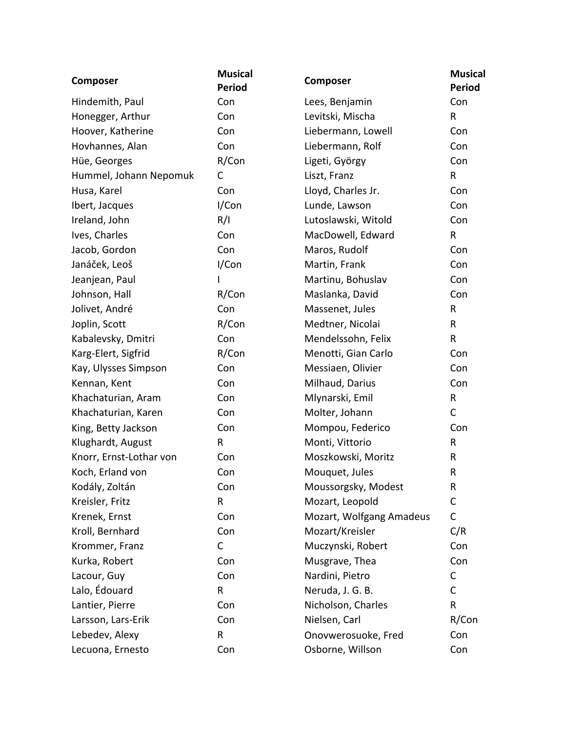| Composer | Musical Period |
|---|---|
| Hindemith, Paul | Con |
| Honegger, Arthur | Con |
| Hoover, Katherine | Con |
| Hovhannes, Alan | Con |
| Hüe, Georges | R/Con |
| Hummel, Johann Nepomuk | C |
| Husa, Karel | Con |
| Ibert, Jacques | I/Con |
| Ireland, John | R/I |
| Ives, Charles | Con |
| Jacob, Gordon | Con |
| Janáček, Leoš | I/Con |
| Jeanjean, Paul | I |
| Johnson, Hall | R/Con |
| Jolivet, André | Con |
| Joplin, Scott | R/Con |
| Kabalevsky, Dmitri | Con |
| Karg-Elert, Sigfrid | R/Con |
| Kay, Ulysses Simpson | Con |
| Kennan, Kent | Con |
| Khachaturian, Aram | Con |
| Khachaturian, Karen | Con |
| King, Betty Jackson | Con |
| Klughardt, August | R |
| Knorr, Ernst-Lothar von | Con |
| Koch, Erland von | Con |
| Kodály, Zoltán | Con |
| Kreisler, Fritz | R |
| Krenek, Ernst | Con |
| Kroll, Bernhard | Con |
| Krommer, Franz | C |
| Kurka, Robert | Con |
| Lacour, Guy | Con |
| Lalo, Édouard | R |
| Lantier, Pierre | Con |
| Larsson, Lars-Erik | Con |
| Lebedev, Alexy | R |
| Lecuona, Ernesto | Con |
| Lees, Benjamin | Con |
| Levitski, Mischa | R |
| Liebermann, Lowell | Con |
| Liebermann, Rolf | Con |
| Ligeti, György | Con |
| Liszt, Franz | R |
| Lloyd, Charles Jr. | Con |
| Lunde, Lawson | Con |
| Lutoslawski, Witold | Con |
| MacDowell, Edward | R |
| Maros, Rudolf | Con |
| Martin, Frank | Con |
| Martinu, Bohuslav | Con |
| Maslanka, David | Con |
| Massenet, Jules | R |
| Medtner, Nicolai | R |
| Mendelssohn, Felix | R |
| Menotti, Gian Carlo | Con |
| Messiaen, Olivier | Con |
| Milhaud, Darius | Con |
| Mlynarski, Emil | R |
| Molter, Johann | C |
| Mompou, Federico | Con |
| Monti, Vittorio | R |
| Moszkowski, Moritz | R |
| Mouquet, Jules | R |
| Moussorgsky, Modest | R |
| Mozart, Leopold | C |
| Mozart, Wolfgang Amadeus | C |
| Mozart/Kreisler | C/R |
| Muczynski, Robert | Con |
| Musgrave, Thea | Con |
| Nardini, Pietro | C |
| Neruda, J. G. B. | C |
| Nicholson, Charles | R |
| Nielsen, Carl | R/Con |
| Onovwerosuoke, Fred | Con |
| Osborne, Willson | Con |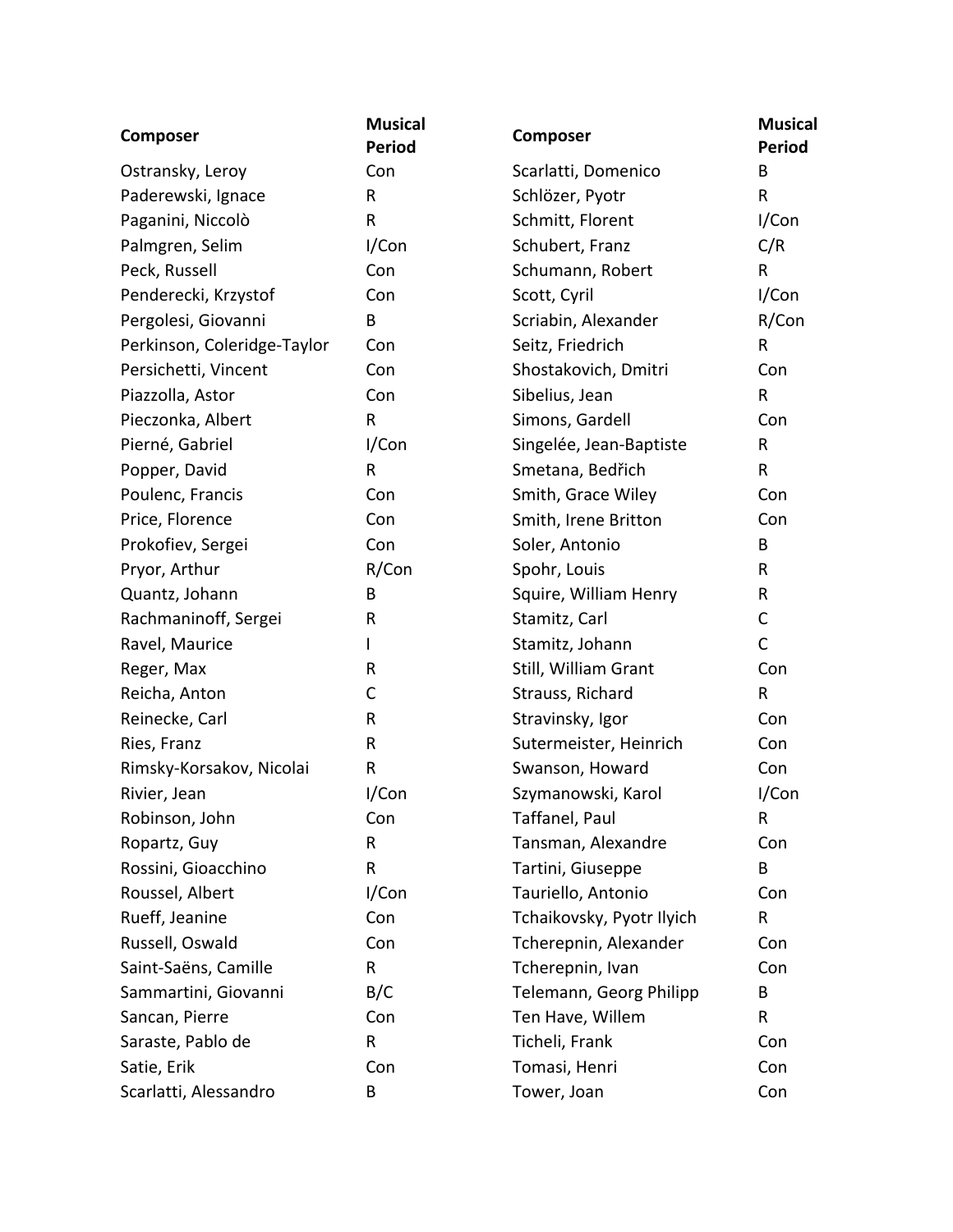| Composer | Musical Period | Composer | Musical Period |
|---|---|---|---|
| Ostransky, Leroy | Con | Scarlatti, Domenico | B |
| Paderewski, Ignace | R | Schlözer, Pyotr | R |
| Paganini, Niccolò | R | Schmitt, Florent | I/Con |
| Palmgren, Selim | I/Con | Schubert, Franz | C/R |
| Peck, Russell | Con | Schumann, Robert | R |
| Penderecki, Krzystof | Con | Scott, Cyril | I/Con |
| Pergolesi, Giovanni | B | Scriabin, Alexander | R/Con |
| Perkinson, Coleridge-Taylor | Con | Seitz, Friedrich | R |
| Persichetti, Vincent | Con | Shostakovich, Dmitri | Con |
| Piazzolla, Astor | Con | Sibelius, Jean | R |
| Pieczonka, Albert | R | Simons, Gardell | Con |
| Pierné, Gabriel | I/Con | Singelée, Jean-Baptiste | R |
| Popper, David | R | Smetana, Bedřich | R |
| Poulenc, Francis | Con | Smith, Grace Wiley | Con |
| Price, Florence | Con | Smith, Irene Britton | Con |
| Prokofiev, Sergei | Con | Soler, Antonio | B |
| Pryor, Arthur | R/Con | Spohr, Louis | R |
| Quantz, Johann | B | Squire, William Henry | R |
| Rachmaninoff, Sergei | R | Stamitz, Carl | C |
| Ravel, Maurice | I | Stamitz, Johann | C |
| Reger, Max | R | Still, William Grant | Con |
| Reicha, Anton | C | Strauss, Richard | R |
| Reinecke, Carl | R | Stravinsky, Igor | Con |
| Ries, Franz | R | Sutermeister, Heinrich | Con |
| Rimsky-Korsakov, Nicolai | R | Swanson, Howard | Con |
| Rivier, Jean | I/Con | Szymanowski, Karol | I/Con |
| Robinson, John | Con | Taffanel, Paul | R |
| Ropartz, Guy | R | Tansman, Alexandre | Con |
| Rossini, Gioacchino | R | Tartini, Giuseppe | B |
| Roussel, Albert | I/Con | Tauriello, Antonio | Con |
| Rueff, Jeanine | Con | Tchaikovsky, Pyotr Ilyich | R |
| Russell, Oswald | Con | Tcherepnin, Alexander | Con |
| Saint-Saëns, Camille | R | Tcherepnin, Ivan | Con |
| Sammartini, Giovanni | B/C | Telemann, Georg Philipp | B |
| Sancan, Pierre | Con | Ten Have, Willem | R |
| Saraste, Pablo de | R | Ticheli, Frank | Con |
| Satie, Erik | Con | Tomasi, Henri | Con |
| Scarlatti, Alessandro | B | Tower, Joan | Con |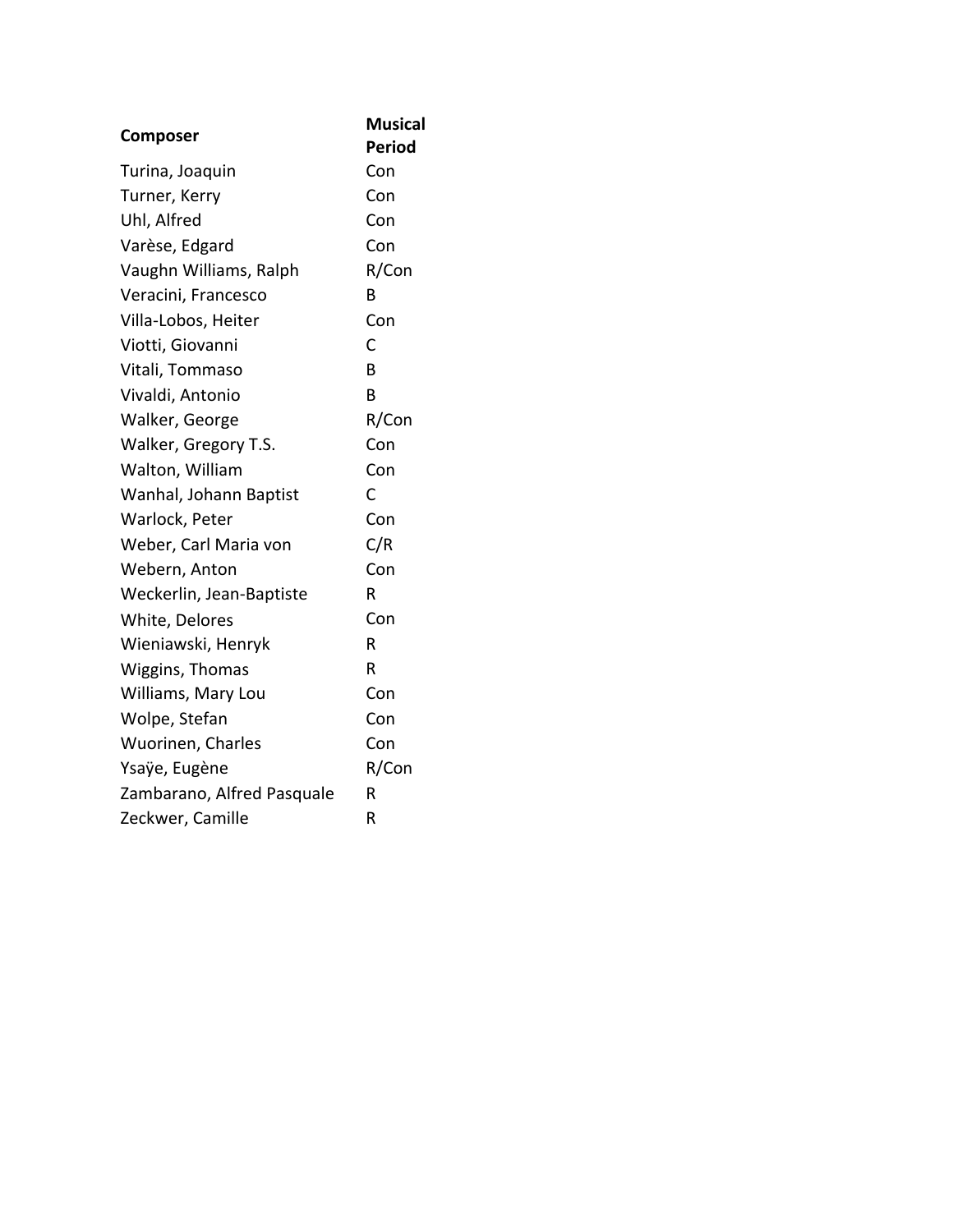| Composer | Musical Period |
| --- | --- |
| Turina, Joaquin | Con |
| Turner, Kerry | Con |
| Uhl, Alfred | Con |
| Varèse, Edgard | Con |
| Vaughn Williams, Ralph | R/Con |
| Veracini, Francesco | B |
| Villa-Lobos, Heiter | Con |
| Viotti, Giovanni | C |
| Vitali, Tommaso | B |
| Vivaldi, Antonio | B |
| Walker, George | R/Con |
| Walker, Gregory T.S. | Con |
| Walton, William | Con |
| Wanhal, Johann Baptist | C |
| Warlock, Peter | Con |
| Weber, Carl Maria von | C/R |
| Webern, Anton | Con |
| Weckerlin, Jean-Baptiste | R |
| White, Delores | Con |
| Wieniawski, Henryk | R |
| Wiggins, Thomas | R |
| Williams, Mary Lou | Con |
| Wolpe, Stefan | Con |
| Wuorinen, Charles | Con |
| Ysaÿe, Eugène | R/Con |
| Zambarano, Alfred Pasquale | R |
| Zeckwer, Camille | R |